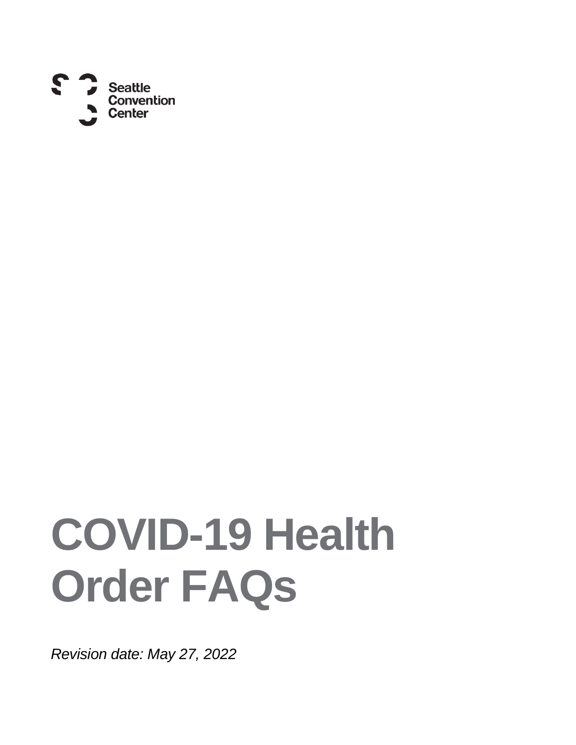Seattle Convention Center

# COVID-19 Health Order FAQs

*Revision date: May 27, 2022*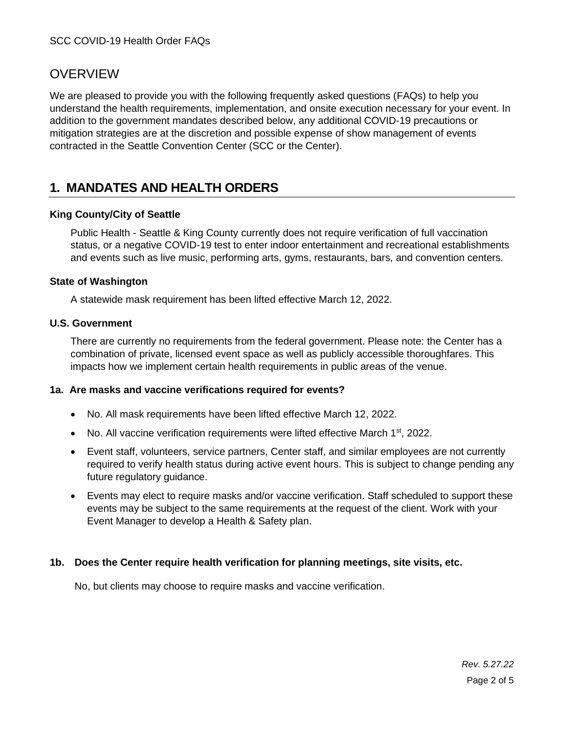## OVERVIEW

We are pleased to provide you with the following frequently asked questions (FAQs) to help you understand the health requirements, implementation, and onsite execution necessary for your event. In addition to the government mandates described below, any additional COVID-19 precautions or mitigation strategies are at the discretion and possible expense of show management of events contracted in the Seattle Convention Center (SCC or the Center).

## 1. MANDATES AND HEALTH ORDERS

**King County/City of Seattle**

Public Health - Seattle & King County currently does not require verification of full vaccination status, or a negative COVID-19 test to enter indoor entertainment and recreational establishments and events such as live music, performing arts, gyms, restaurants, bars, and convention centers.

**State of Washington**

A statewide mask requirement has been lifted effective March 12, 2022.

**U.S. Government**

There are currently no requirements from the federal government. Please note: the Center has a combination of private, licensed event space as well as publicly accessible thoroughfares. This impacts how we implement certain health requirements in public areas of the venue.

### 1a. Are masks and vaccine verifications required for events?

- No. All mask requirements have been lifted effective March 12, 2022.
- No. All vaccine verification requirements were lifted effective March 1st, 2022.
- Event staff, volunteers, service partners, Center staff, and similar employees are not currently required to verify health status during active event hours. This is subject to change pending any future regulatory guidance.
- Events may elect to require masks and/or vaccine verification. Staff scheduled to support these events may be subject to the same requirements at the request of the client. Work with your Event Manager to develop a Health & Safety plan.

### 1b. Does the Center require health verification for planning meetings, site visits, etc.

No, but clients may choose to require masks and vaccine verification.

*Rev. 5.27.22*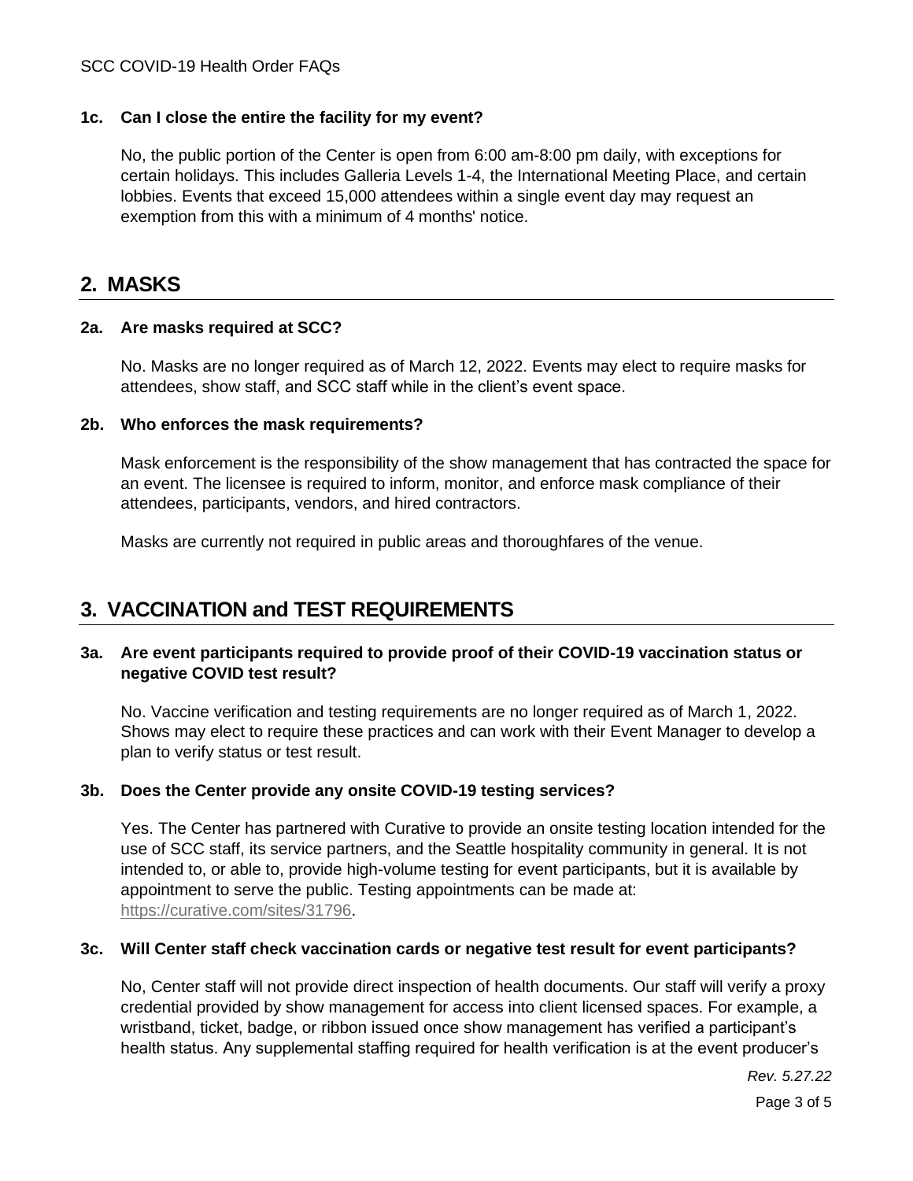### 1c. Can I close the entire the facility for my event?

No, the public portion of the Center is open from 6:00 am-8:00 pm daily, with exceptions for certain holidays. This includes Galleria Levels 1-4, the International Meeting Place, and certain lobbies. Events that exceed 15,000 attendees within a single event day may request an exemption from this with a minimum of 4 months' notice.

## 2. MASKS

### 2a. Are masks required at SCC?

No. Masks are no longer required as of March 12, 2022. Events may elect to require masks for attendees, show staff, and SCC staff while in the client's event space.

### 2b. Who enforces the mask requirements?

Mask enforcement is the responsibility of the show management that has contracted the space for an event. The licensee is required to inform, monitor, and enforce mask compliance of their attendees, participants, vendors, and hired contractors.

Masks are currently not required in public areas and thoroughfares of the venue.

## 3. VACCINATION and TEST REQUIREMENTS

### 3a. Are event participants required to provide proof of their COVID-19 vaccination status or negative COVID test result?

No. Vaccine verification and testing requirements are no longer required as of March 1, 2022. Shows may elect to require these practices and can work with their Event Manager to develop a plan to verify status or test result.

### 3b. Does the Center provide any onsite COVID-19 testing services?

Yes. The Center has partnered with Curative to provide an onsite testing location intended for the use of SCC staff, its service partners, and the Seattle hospitality community in general. It is not intended to, or able to, provide high-volume testing for event participants, but it is available by appointment to serve the public. Testing appointments can be made at: [https://curative.com/sites/31796](https://curative.com/sites/31796).

### 3c. Will Center staff check vaccination cards or negative test result for event participants?

No, Center staff will not provide direct inspection of health documents. Our staff will verify a proxy credential provided by show management for access into client licensed spaces. For example, a wristband, ticket, badge, or ribbon issued once show management has verified a participant's health status. Any supplemental staffing required for health verification is at the event producer's

*Rev. 5.27.22*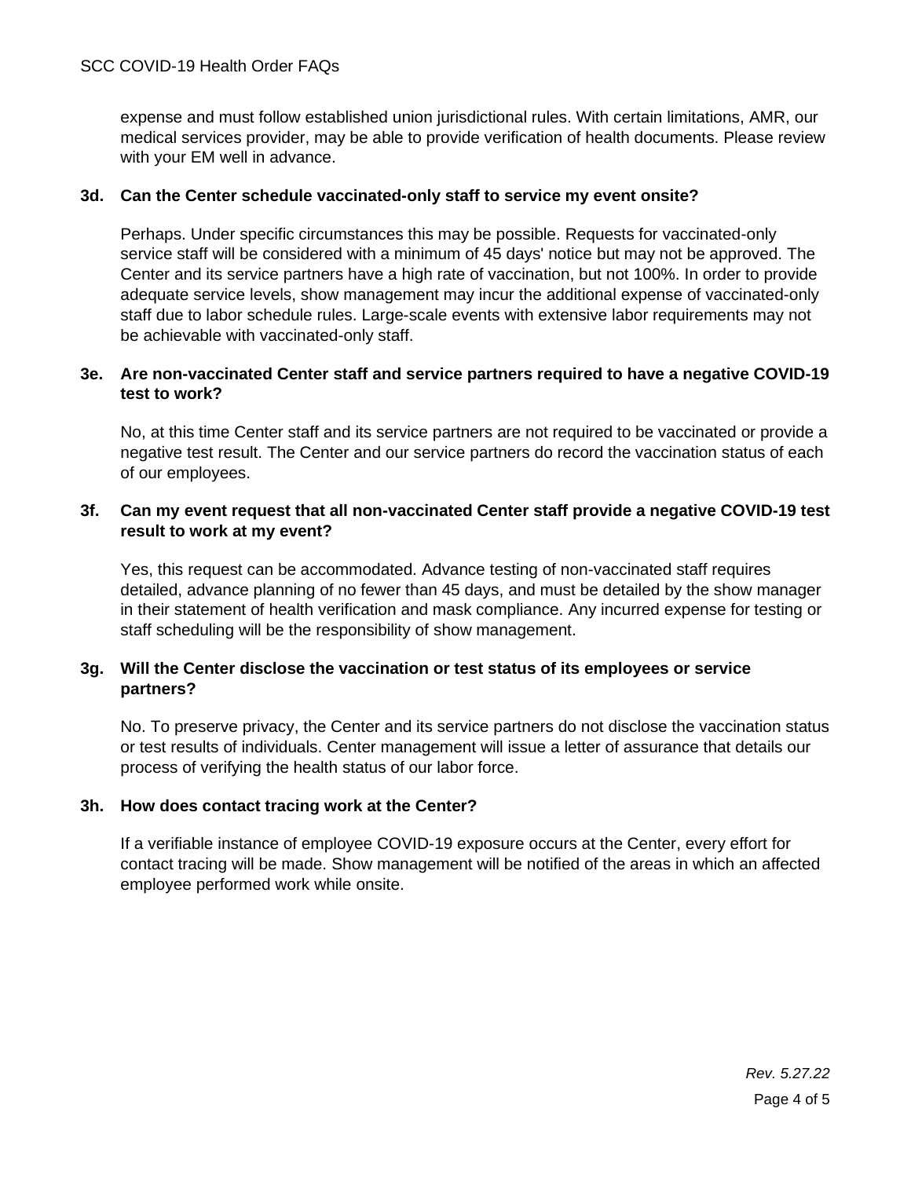expense and must follow established union jurisdictional rules. With certain limitations, AMR, our medical services provider, may be able to provide verification of health documents. Please review with your EM well in advance.

### 3d. Can the Center schedule vaccinated-only staff to service my event onsite?

Perhaps. Under specific circumstances this may be possible. Requests for vaccinated-only service staff will be considered with a minimum of 45 days' notice but may not be approved. The Center and its service partners have a high rate of vaccination, but not 100%. In order to provide adequate service levels, show management may incur the additional expense of vaccinated-only staff due to labor schedule rules. Large-scale events with extensive labor requirements may not be achievable with vaccinated-only staff.

### 3e. Are non-vaccinated Center staff and service partners required to have a negative COVID-19 test to work?

No, at this time Center staff and its service partners are not required to be vaccinated or provide a negative test result. The Center and our service partners do record the vaccination status of each of our employees.

### 3f. Can my event request that all non-vaccinated Center staff provide a negative COVID-19 test result to work at my event?

Yes, this request can be accommodated. Advance testing of non-vaccinated staff requires detailed, advance planning of no fewer than 45 days, and must be detailed by the show manager in their statement of health verification and mask compliance. Any incurred expense for testing or staff scheduling will be the responsibility of show management.

### 3g. Will the Center disclose the vaccination or test status of its employees or service partners?

No. To preserve privacy, the Center and its service partners do not disclose the vaccination status or test results of individuals. Center management will issue a letter of assurance that details our process of verifying the health status of our labor force.

### 3h. How does contact tracing work at the Center?

If a verifiable instance of employee COVID-19 exposure occurs at the Center, every effort for contact tracing will be made. Show management will be notified of the areas in which an affected employee performed work while onsite.

*Rev. 5.27.22*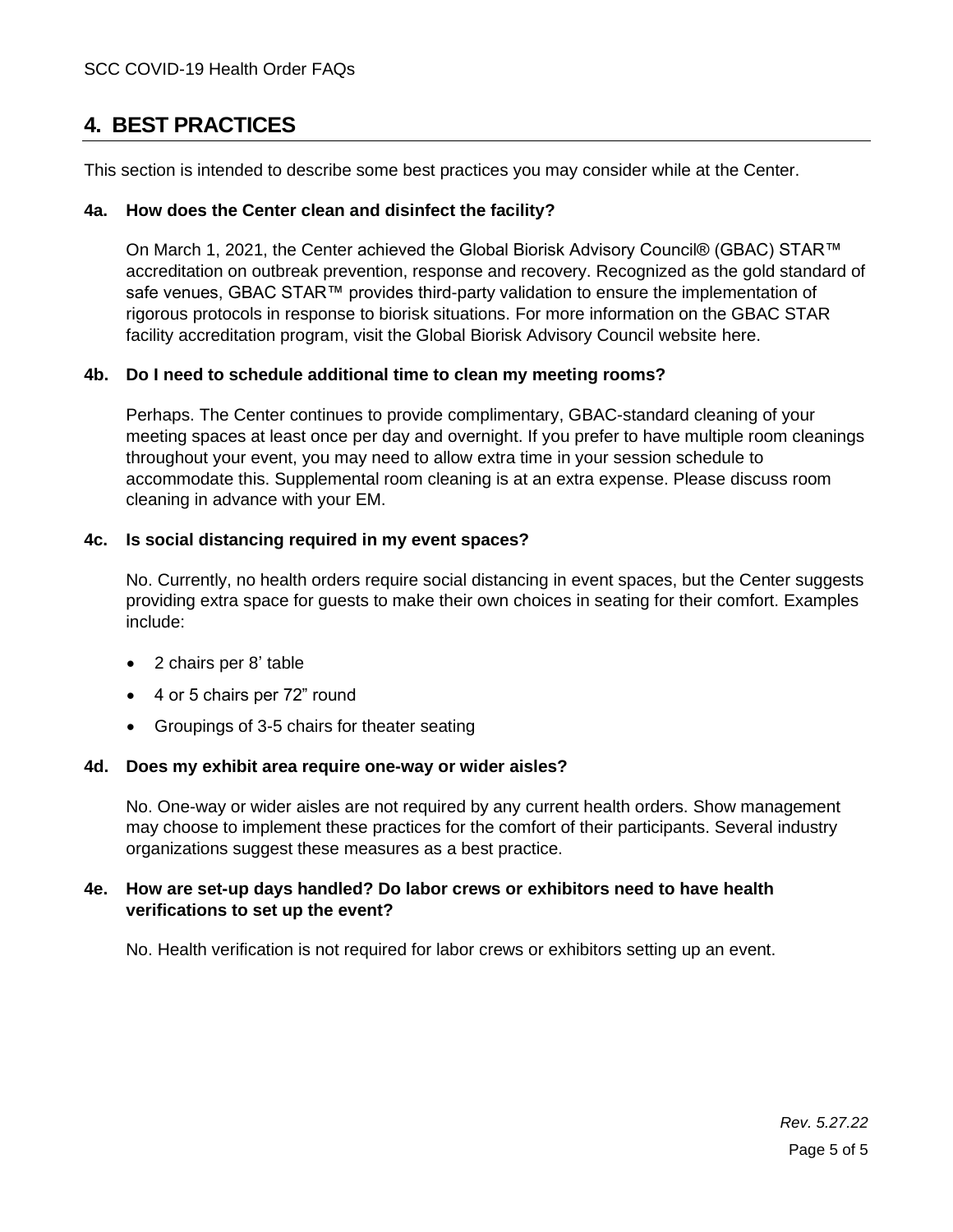## 4. BEST PRACTICES

This section is intended to describe some best practices you may consider while at the Center.

**4a. How does the Center clean and disinfect the facility?**

On March 1, 2021, the Center achieved the Global Biorisk Advisory Council® (GBAC) STAR™ accreditation on outbreak prevention, response and recovery. Recognized as the gold standard of safe venues, GBAC STAR™ provides third-party validation to ensure the implementation of rigorous protocols in response to biorisk situations. For more information on the GBAC STAR facility accreditation program, visit the Global Biorisk Advisory Council website here.

**4b. Do I need to schedule additional time to clean my meeting rooms?**

Perhaps. The Center continues to provide complimentary, GBAC-standard cleaning of your meeting spaces at least once per day and overnight. If you prefer to have multiple room cleanings throughout your event, you may need to allow extra time in your session schedule to accommodate this. Supplemental room cleaning is at an extra expense. Please discuss room cleaning in advance with your EM.

**4c. Is social distancing required in my event spaces?**

No. Currently, no health orders require social distancing in event spaces, but the Center suggests providing extra space for guests to make their own choices in seating for their comfort. Examples include:

- 2 chairs per 8' table
- 4 or 5 chairs per 72" round
- Groupings of 3-5 chairs for theater seating

**4d. Does my exhibit area require one-way or wider aisles?**

No. One-way or wider aisles are not required by any current health orders. Show management may choose to implement these practices for the comfort of their participants. Several industry organizations suggest these measures as a best practice.

**4e. How are set-up days handled? Do labor crews or exhibitors need to have health verifications to set up the event?**

No. Health verification is not required for labor crews or exhibitors setting up an event.

*Rev. 5.27.22*